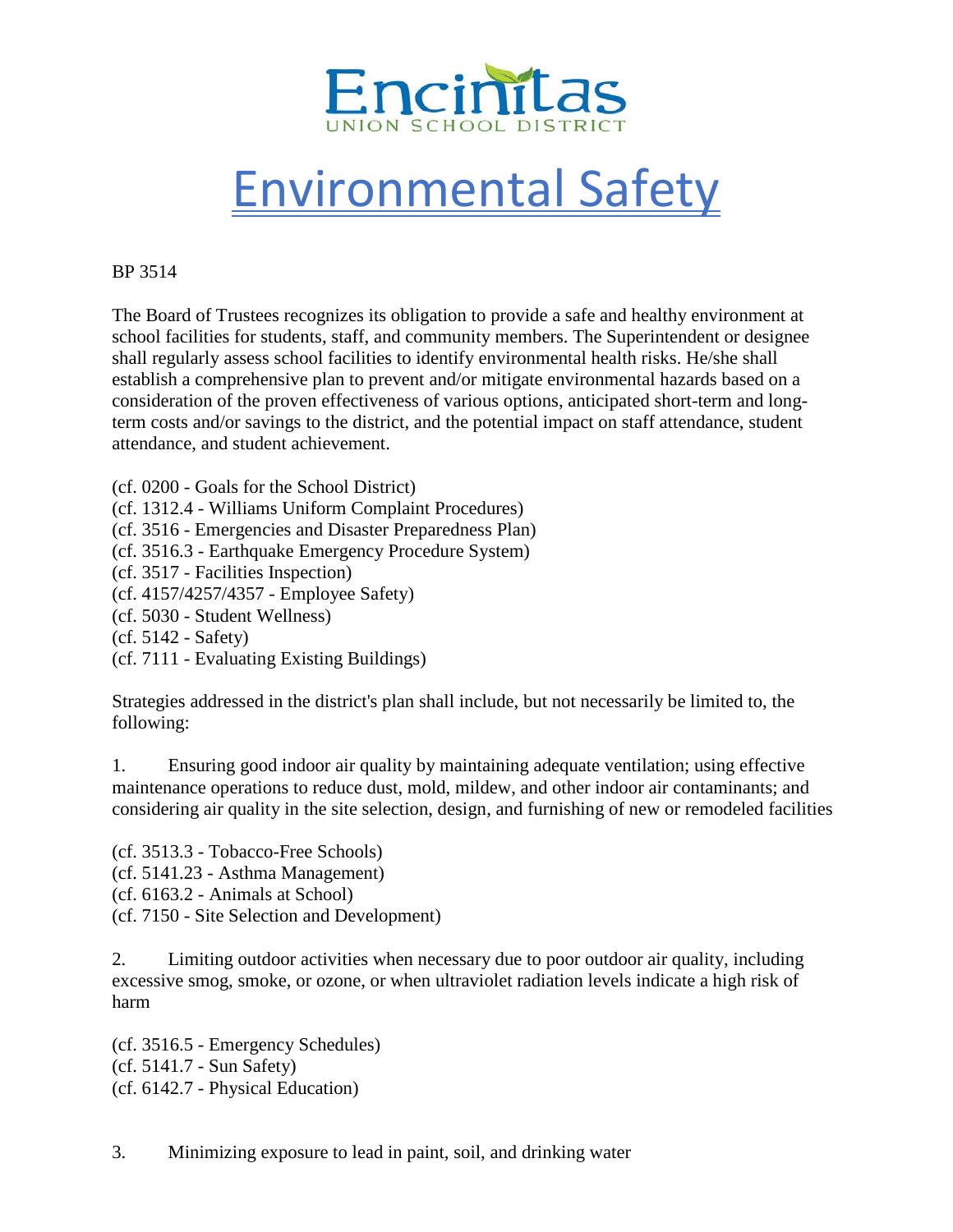Encinitas
UNION SCHOOL DISTRICT

# Environmental Safety

BP 3514

The Board of Trustees recognizes its obligation to provide a safe and healthy environment at school facilities for students, staff, and community members. The Superintendent or designee shall regularly assess school facilities to identify environmental health risks. He/she shall establish a comprehensive plan to prevent and/or mitigate environmental hazards based on a consideration of the proven effectiveness of various options, anticipated short-term and long-term costs and/or savings to the district, and the potential impact on staff attendance, student attendance, and student achievement.

(cf. 0200 - Goals for the School District)
(cf. 1312.4 - Williams Uniform Complaint Procedures)
(cf. 3516 - Emergencies and Disaster Preparedness Plan)
(cf. 3516.3 - Earthquake Emergency Procedure System)
(cf. 3517 - Facilities Inspection)
(cf. 4157/4257/4357 - Employee Safety)
(cf. 5030 - Student Wellness)
(cf. 5142 - Safety)
(cf. 7111 - Evaluating Existing Buildings)

Strategies addressed in the district's plan shall include, but not necessarily be limited to, the following:

1. Ensuring good indoor air quality by maintaining adequate ventilation; using effective maintenance operations to reduce dust, mold, mildew, and other indoor air contaminants; and considering air quality in the site selection, design, and furnishing of new or remodeled facilities

(cf. 3513.3 - Tobacco-Free Schools)
(cf. 5141.23 - Asthma Management)
(cf. 6163.2 - Animals at School)
(cf. 7150 - Site Selection and Development)

2. Limiting outdoor activities when necessary due to poor outdoor air quality, including excessive smog, smoke, or ozone, or when ultraviolet radiation levels indicate a high risk of harm

(cf. 3516.5 - Emergency Schedules)
(cf. 5141.7 - Sun Safety)
(cf. 6142.7 - Physical Education)

3. Minimizing exposure to lead in paint, soil, and drinking water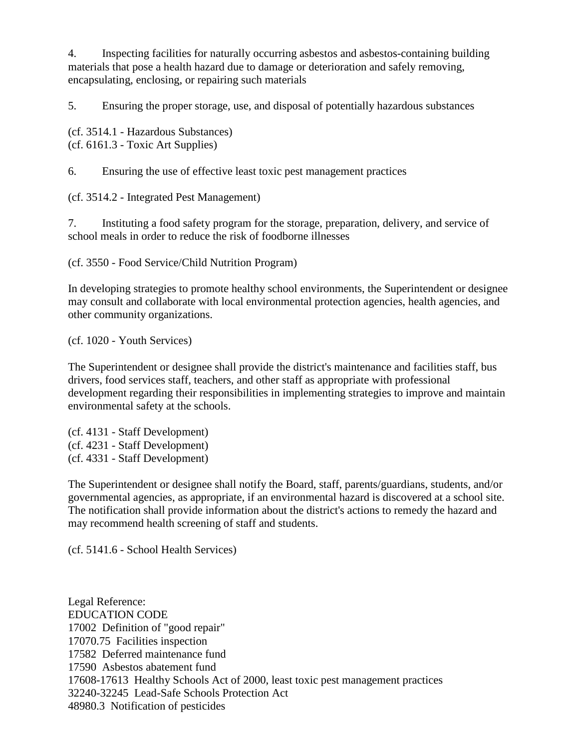4. Inspecting facilities for naturally occurring asbestos and asbestos-containing building materials that pose a health hazard due to damage or deterioration and safely removing, encapsulating, enclosing, or repairing such materials

5. Ensuring the proper storage, use, and disposal of potentially hazardous substances

(cf. 3514.1 - Hazardous Substances)
(cf. 6161.3 - Toxic Art Supplies)

6. Ensuring the use of effective least toxic pest management practices

(cf. 3514.2 - Integrated Pest Management)

7. Instituting a food safety program for the storage, preparation, delivery, and service of school meals in order to reduce the risk of foodborne illnesses

(cf. 3550 - Food Service/Child Nutrition Program)

In developing strategies to promote healthy school environments, the Superintendent or designee may consult and collaborate with local environmental protection agencies, health agencies, and other community organizations.

(cf. 1020 - Youth Services)

The Superintendent or designee shall provide the district's maintenance and facilities staff, bus drivers, food services staff, teachers, and other staff as appropriate with professional development regarding their responsibilities in implementing strategies to improve and maintain environmental safety at the schools.

(cf. 4131 - Staff Development)
(cf. 4231 - Staff Development)
(cf. 4331 - Staff Development)

The Superintendent or designee shall notify the Board, staff, parents/guardians, students, and/or governmental agencies, as appropriate, if an environmental hazard is discovered at a school site. The notification shall provide information about the district's actions to remedy the hazard and may recommend health screening of staff and students.

(cf. 5141.6 - School Health Services)

Legal Reference:
EDUCATION CODE
17002 Definition of "good repair"
17070.75 Facilities inspection
17582 Deferred maintenance fund
17590 Asbestos abatement fund
17608-17613 Healthy Schools Act of 2000, least toxic pest management practices
32240-32245 Lead-Safe Schools Protection Act
48980.3 Notification of pesticides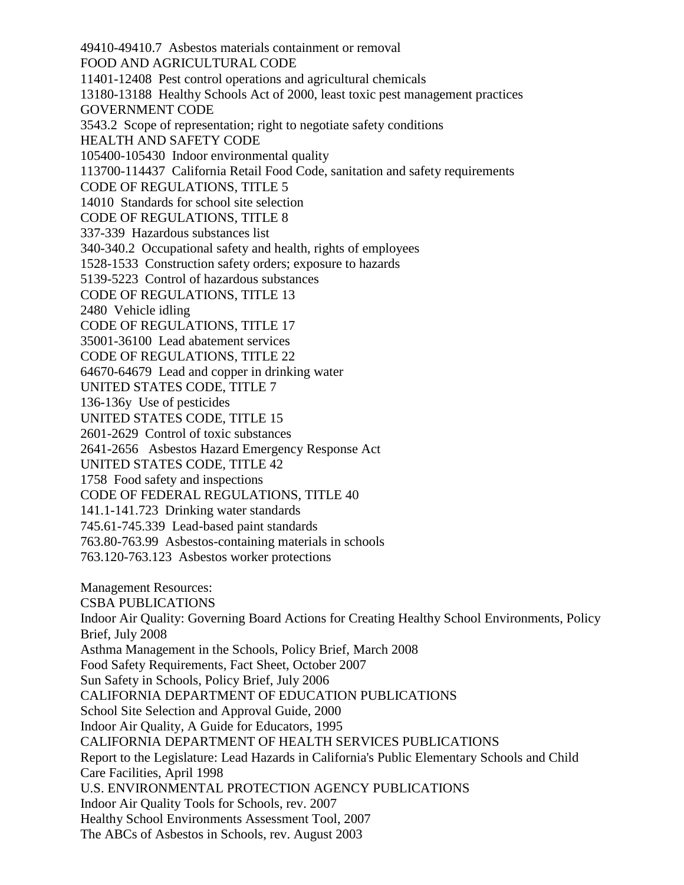49410-49410.7 Asbestos materials containment or removal

FOOD AND AGRICULTURAL CODE

11401-12408 Pest control operations and agricultural chemicals

13180-13188 Healthy Schools Act of 2000, least toxic pest management practices

GOVERNMENT CODE

3543.2 Scope of representation; right to negotiate safety conditions

HEALTH AND SAFETY CODE

105400-105430 Indoor environmental quality

113700-114437 California Retail Food Code, sanitation and safety requirements

CODE OF REGULATIONS, TITLE 5

14010 Standards for school site selection

CODE OF REGULATIONS, TITLE 8

337-339 Hazardous substances list

340-340.2 Occupational safety and health, rights of employees

1528-1533 Construction safety orders; exposure to hazards

5139-5223 Control of hazardous substances

CODE OF REGULATIONS, TITLE 13

2480 Vehicle idling

CODE OF REGULATIONS, TITLE 17

35001-36100 Lead abatement services

CODE OF REGULATIONS, TITLE 22

64670-64679 Lead and copper in drinking water

UNITED STATES CODE, TITLE 7

136-136y Use of pesticides

UNITED STATES CODE, TITLE 15

2601-2629 Control of toxic substances

2641-2656 Asbestos Hazard Emergency Response Act

UNITED STATES CODE, TITLE 42

1758 Food safety and inspections

CODE OF FEDERAL REGULATIONS, TITLE 40

141.1-141.723 Drinking water standards

745.61-745.339 Lead-based paint standards

763.80-763.99 Asbestos-containing materials in schools

763.120-763.123 Asbestos worker protections

Management Resources:

CSBA PUBLICATIONS

Indoor Air Quality: Governing Board Actions for Creating Healthy School Environments, Policy Brief, July 2008

Asthma Management in the Schools, Policy Brief, March 2008

Food Safety Requirements, Fact Sheet, October 2007

Sun Safety in Schools, Policy Brief, July 2006

CALIFORNIA DEPARTMENT OF EDUCATION PUBLICATIONS

School Site Selection and Approval Guide, 2000

Indoor Air Quality, A Guide for Educators, 1995

CALIFORNIA DEPARTMENT OF HEALTH SERVICES PUBLICATIONS

Report to the Legislature: Lead Hazards in California's Public Elementary Schools and Child Care Facilities, April 1998

U.S. ENVIRONMENTAL PROTECTION AGENCY PUBLICATIONS

Indoor Air Quality Tools for Schools, rev. 2007

Healthy School Environments Assessment Tool, 2007

The ABCs of Asbestos in Schools, rev. August 2003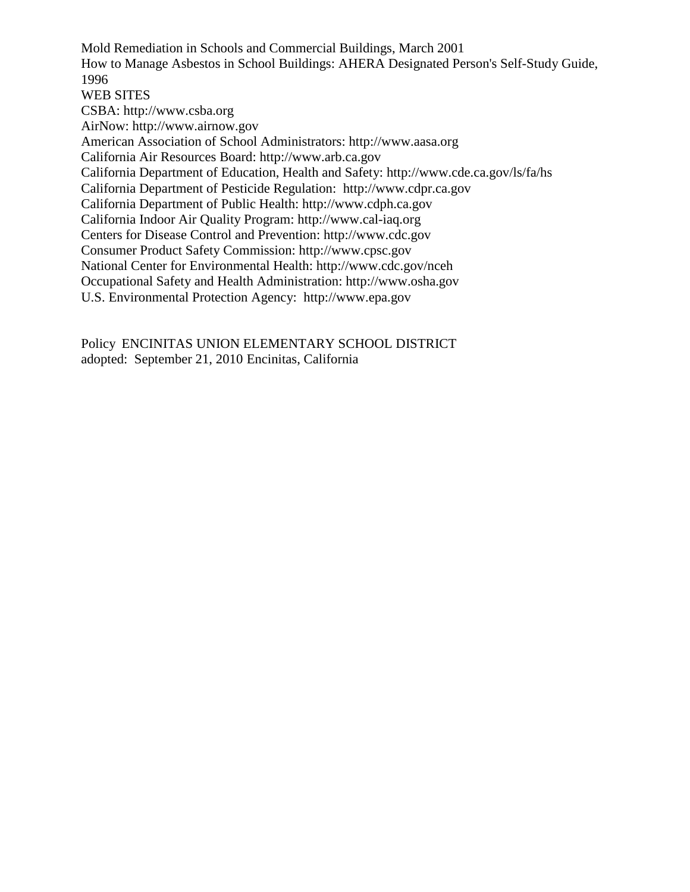Mold Remediation in Schools and Commercial Buildings, March 2001
How to Manage Asbestos in School Buildings: AHERA Designated Person's Self-Study Guide, 1996

WEB SITES

CSBA: http://www.csba.org
AirNow: http://www.airnow.gov
American Association of School Administrators: http://www.aasa.org
California Air Resources Board: http://www.arb.ca.gov
California Department of Education, Health and Safety: http://www.cde.ca.gov/ls/fa/hs
California Department of Pesticide Regulation: http://www.cdpr.ca.gov
California Department of Public Health: http://www.cdph.ca.gov
California Indoor Air Quality Program: http://www.cal-iaq.org
Centers for Disease Control and Prevention: http://www.cdc.gov
Consumer Product Safety Commission: http://www.cpsc.gov
National Center for Environmental Health: http://www.cdc.gov/nceh
Occupational Safety and Health Administration: http://www.osha.gov
U.S. Environmental Protection Agency: http://www.epa.gov

Policy ENCINITAS UNION ELEMENTARY SCHOOL DISTRICT
adopted: September 21, 2010 Encinitas, California